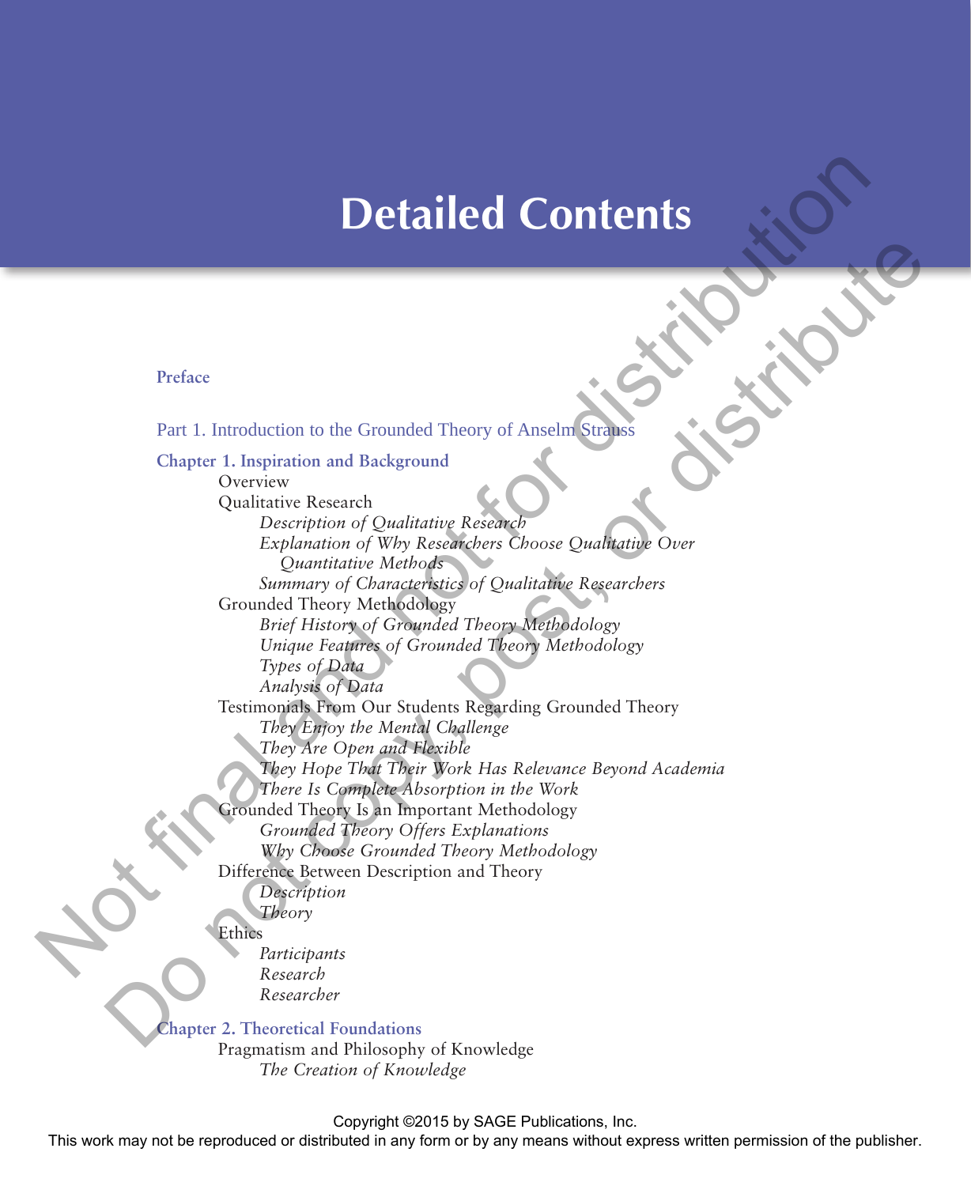# Detailed Contents

**Preface**

Part 1. Introduction to the Grounded Theory of Anselm Strauss

**Chapter 1. Inspiration and Background**

- Overview
- Qualitative Research
    - *Description of Qualitative Research*
    - *Explanation of Why Researchers Choose Qualitative Over Quantitative Methods*
    - *Summary of Characteristics of Qualitative Researchers*
- Grounded Theory Methodology
    - *Brief History of Grounded Theory Methodology*
    - *Unique Features of Grounded Theory Methodology*
    - *Types of Data*
    - *Analysis of Data*
- Testimonials From Our Students Regarding Grounded Theory
    - *They Enjoy the Mental Challenge*
    - *They Are Open and Flexible*
    - *They Hope That Their Work Has Relevance Beyond Academia*
    - *There Is Complete Absorption in the Work*
- Grounded Theory Is an Important Methodology
    - *Grounded Theory Offers Explanations*
    - *Why Choose Grounded Theory Methodology*
- Difference Between Description and Theory
    - *Description*
    - *Theory*
- Ethics
    - *Participants*
    - *Research*
    - *Researcher*

**Chapter 2. Theoretical Foundations**

- Pragmatism and Philosophy of Knowledge
    - *The Creation of Knowledge*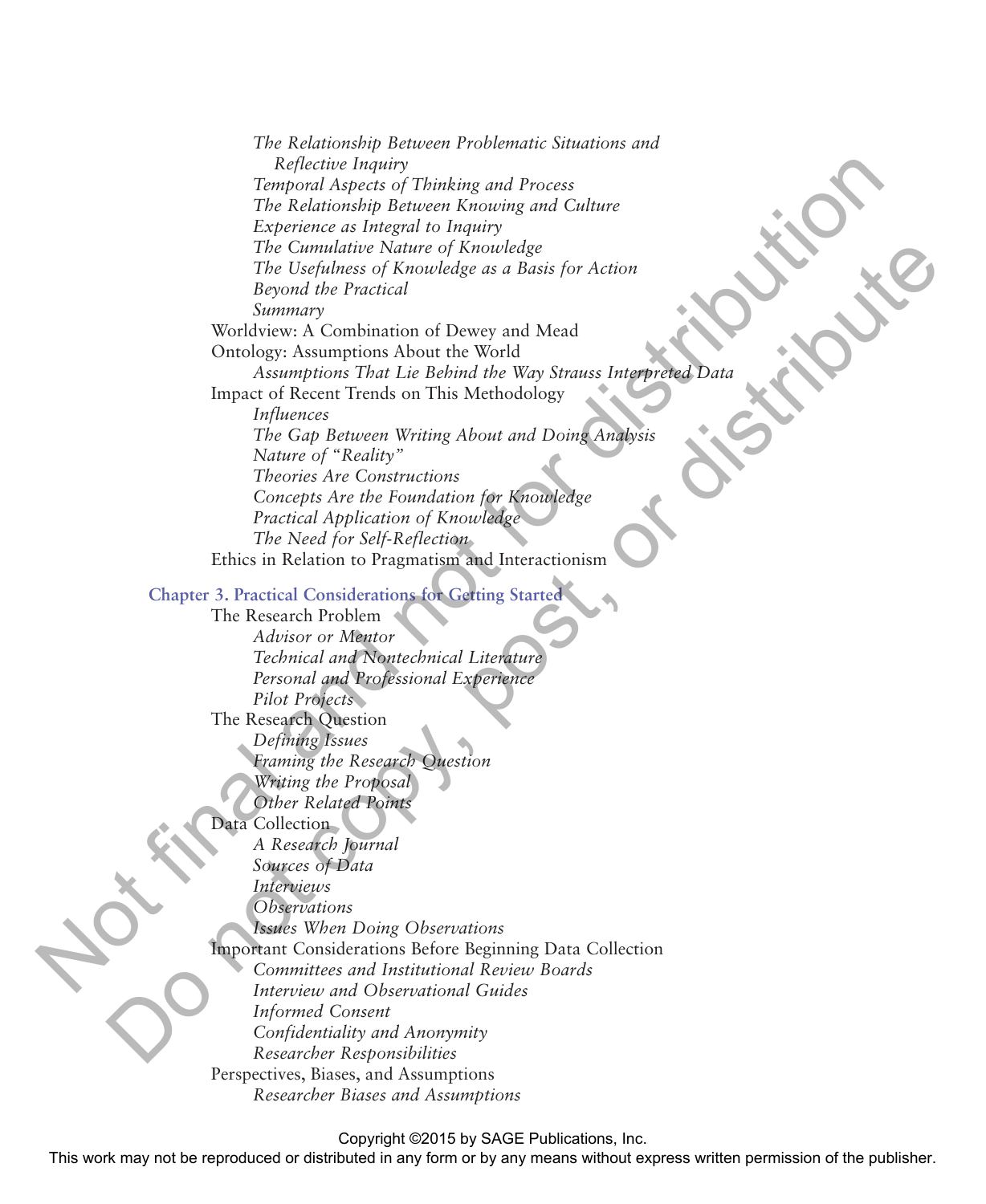*The Relationship Between Problematic Situations and Reflective Inquiry*
*Temporal Aspects of Thinking and Process*
*The Relationship Between Knowing and Culture*
*Experience as Integral to Inquiry*
*The Cumulative Nature of Knowledge*
*The Usefulness of Knowledge as a Basis for Action*
*Beyond the Practical*
*Summary*

Worldview: A Combination of Dewey and Mead

Ontology: Assumptions About the World

*Assumptions That Lie Behind the Way Strauss Interpreted Data*

Impact of Recent Trends on This Methodology

*Influences*
*The Gap Between Writing About and Doing Analysis*
*Nature of "Reality"*
*Theories Are Constructions*
*Concepts Are the Foundation for Knowledge*
*Practical Application of Knowledge*
*The Need for Self-Reflection*

Ethics in Relation to Pragmatism and Interactionism

## Chapter 3. Practical Considerations for Getting Started

The Research Problem

*Advisor or Mentor*
*Technical and Nontechnical Literature*
*Personal and Professional Experience*
*Pilot Projects*

The Research Question

*Defining Issues*
*Framing the Research Question*
*Writing the Proposal*
*Other Related Points*

Data Collection

*A Research Journal*
*Sources of Data*
*Interviews*
*Observations*
*Issues When Doing Observations*

Important Considerations Before Beginning Data Collection

*Committees and Institutional Review Boards*
*Interview and Observational Guides*
*Informed Consent*
*Confidentiality and Anonymity*
*Researcher Responsibilities*

Perspectives, Biases, and Assumptions

*Researcher Biases and Assumptions*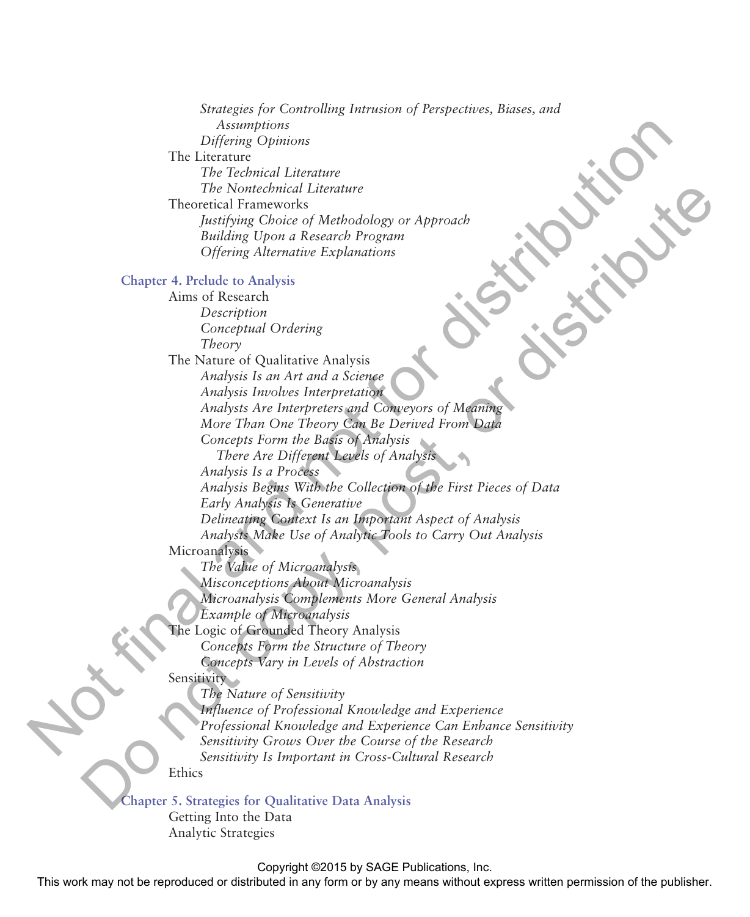*Strategies for Controlling Intrusion of Perspectives, Biases, and Assumptions*
*Differing Opinions*

The Literature

*The Technical Literature*
*The Nontechnical Literature*

Theoretical Frameworks

*Justifying Choice of Methodology or Approach*
*Building Upon a Research Program*
*Offering Alternative Explanations*

## Chapter 4. Prelude to Analysis

Aims of Research

*Description*
*Conceptual Ordering*
*Theory*

The Nature of Qualitative Analysis

*Analysis Is an Art and a Science*
*Analysis Involves Interpretation*
*Analysts Are Interpreters and Conveyors of Meaning*
*More Than One Theory Can Be Derived From Data*
*Concepts Form the Basis of Analysis*
*There Are Different Levels of Analysis*
*Analysis Is a Process*
*Analysis Begins With the Collection of the First Pieces of Data*
*Early Analysis Is Generative*
*Delineating Context Is an Important Aspect of Analysis*
*Analysts Make Use of Analytic Tools to Carry Out Analysis*

Microanalysis

*The Value of Microanalysis*
*Misconceptions About Microanalysis*
*Microanalysis Complements More General Analysis*
*Example of Microanalysis*

The Logic of Grounded Theory Analysis

*Concepts Form the Structure of Theory*
*Concepts Vary in Levels of Abstraction*

Sensitivity

*The Nature of Sensitivity*
*Influence of Professional Knowledge and Experience*
*Professional Knowledge and Experience Can Enhance Sensitivity*
*Sensitivity Grows Over the Course of the Research*
*Sensitivity Is Important in Cross-Cultural Research*

Ethics

## Chapter 5. Strategies for Qualitative Data Analysis

Getting Into the Data
Analytic Strategies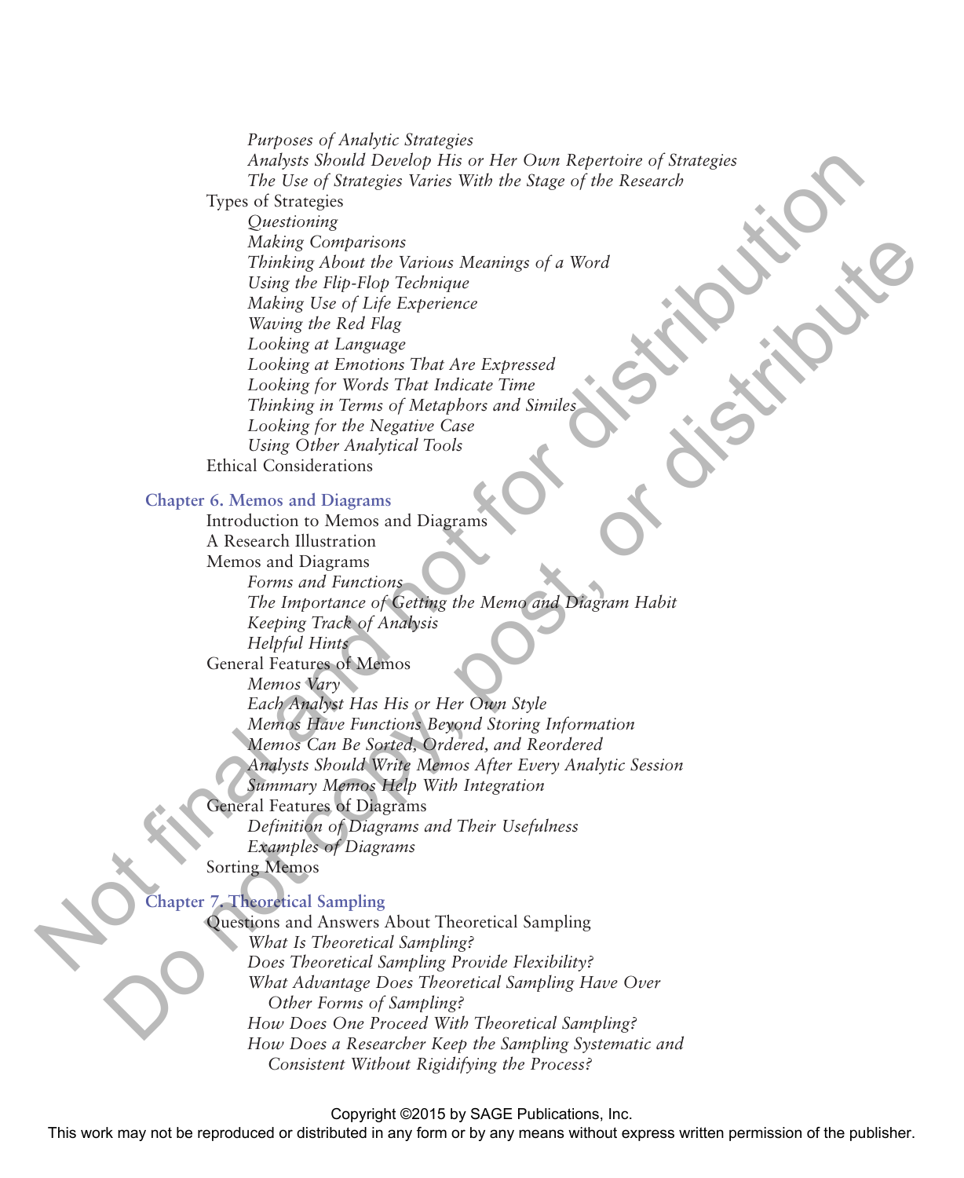*Purposes of Analytic Strategies*

*Analysts Should Develop His or Her Own Repertoire of Strategies*

*The Use of Strategies Varies With the Stage of the Research*

Types of Strategies

*Questioning*

*Making Comparisons*

*Thinking About the Various Meanings of a Word*

*Using the Flip-Flop Technique*

*Making Use of Life Experience*

*Waving the Red Flag*

*Looking at Language*

*Looking at Emotions That Are Expressed*

*Looking for Words That Indicate Time*

*Thinking in Terms of Metaphors and Similes*

*Looking for the Negative Case*

*Using Other Analytical Tools*

Ethical Considerations

**Chapter 6. Memos and Diagrams**

Introduction to Memos and Diagrams

A Research Illustration

Memos and Diagrams

*Forms and Functions*

*The Importance of Getting the Memo and Diagram Habit*

*Keeping Track of Analysis*

*Helpful Hints*

General Features of Memos

*Memos Vary*

*Each Analyst Has His or Her Own Style*

*Memos Have Functions Beyond Storing Information*

*Memos Can Be Sorted, Ordered, and Reordered*

*Analysts Should Write Memos After Every Analytic Session*

*Summary Memos Help With Integration*

General Features of Diagrams

*Definition of Diagrams and Their Usefulness*

*Examples of Diagrams*

Sorting Memos

**Chapter 7. Theoretical Sampling**

Questions and Answers About Theoretical Sampling

*What Is Theoretical Sampling?*

*Does Theoretical Sampling Provide Flexibility?*

*What Advantage Does Theoretical Sampling Have Over Other Forms of Sampling?*

*How Does One Proceed With Theoretical Sampling?*

*How Does a Researcher Keep the Sampling Systematic and Consistent Without Rigidifying the Process?*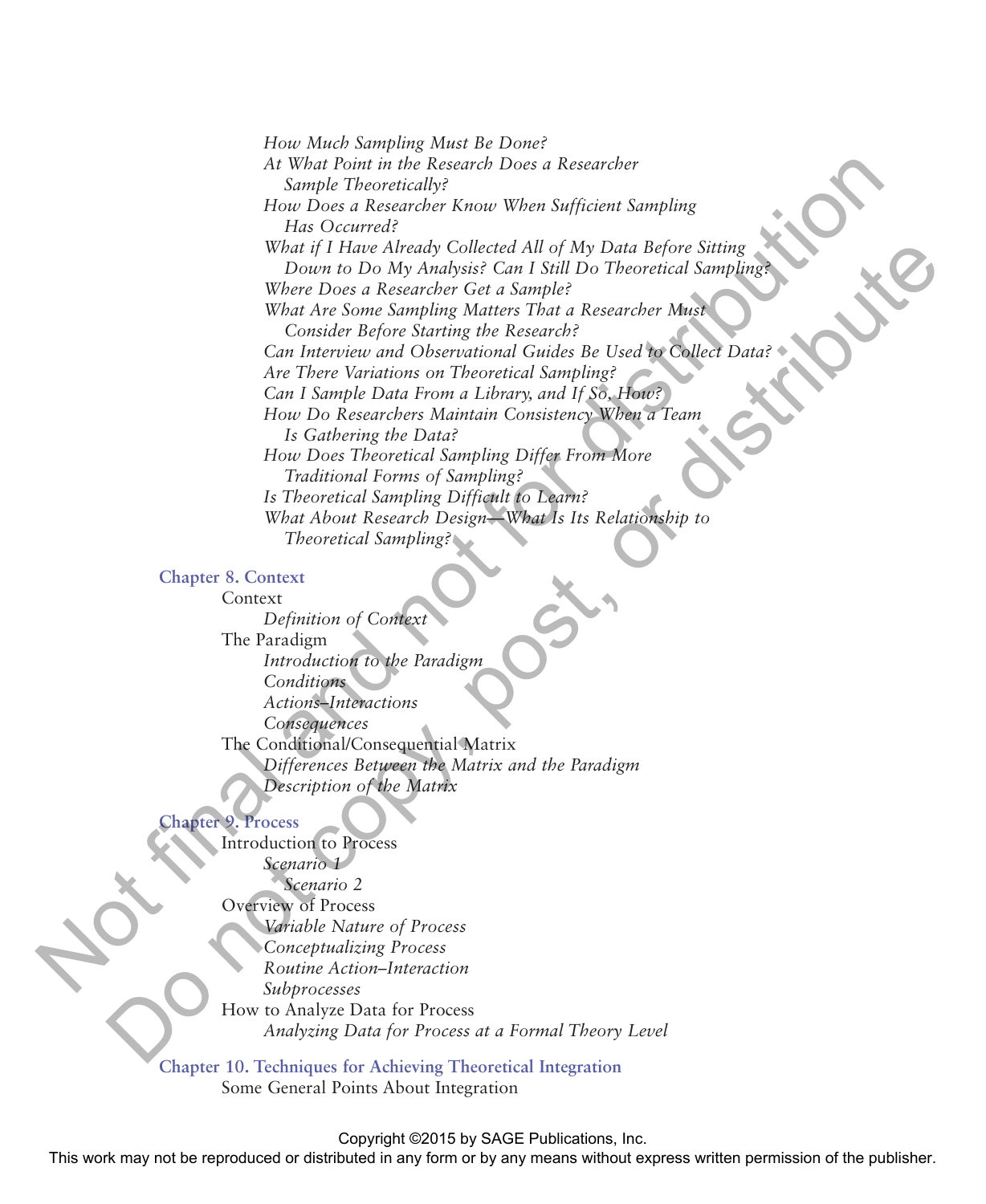*How Much Sampling Must Be Done?*
*At What Point in the Research Does a Researcher Sample Theoretically?*
*How Does a Researcher Know When Sufficient Sampling Has Occurred?*
*What if I Have Already Collected All of My Data Before Sitting Down to Do My Analysis? Can I Still Do Theoretical Sampling?*
*Where Does a Researcher Get a Sample?*
*What Are Some Sampling Matters That a Researcher Must Consider Before Starting the Research?*
*Can Interview and Observational Guides Be Used to Collect Data?*
*Are There Variations on Theoretical Sampling?*
*Can I Sample Data From a Library, and If So, How?*
*How Do Researchers Maintain Consistency When a Team Is Gathering the Data?*
*How Does Theoretical Sampling Differ From More Traditional Forms of Sampling?*
*Is Theoretical Sampling Difficult to Learn?*
*What About Research Design—What Is Its Relationship to Theoretical Sampling?*

**Chapter 8. Context**

Context
- *Definition of Context*

The Paradigm
- *Introduction to the Paradigm*
- *Conditions*
- *Actions–Interactions*
- *Consequences*

The Conditional/Consequential Matrix
- *Differences Between the Matrix and the Paradigm*
- *Description of the Matrix*

**Chapter 9. Process**

Introduction to Process
- *Scenario 1*
    - *Scenario 2*

Overview of Process
- *Variable Nature of Process*
- *Conceptualizing Process*
- *Routine Action–Interaction*
- *Subprocesses*

How to Analyze Data for Process
- *Analyzing Data for Process at a Formal Theory Level*

**Chapter 10. Techniques for Achieving Theoretical Integration**

Some General Points About Integration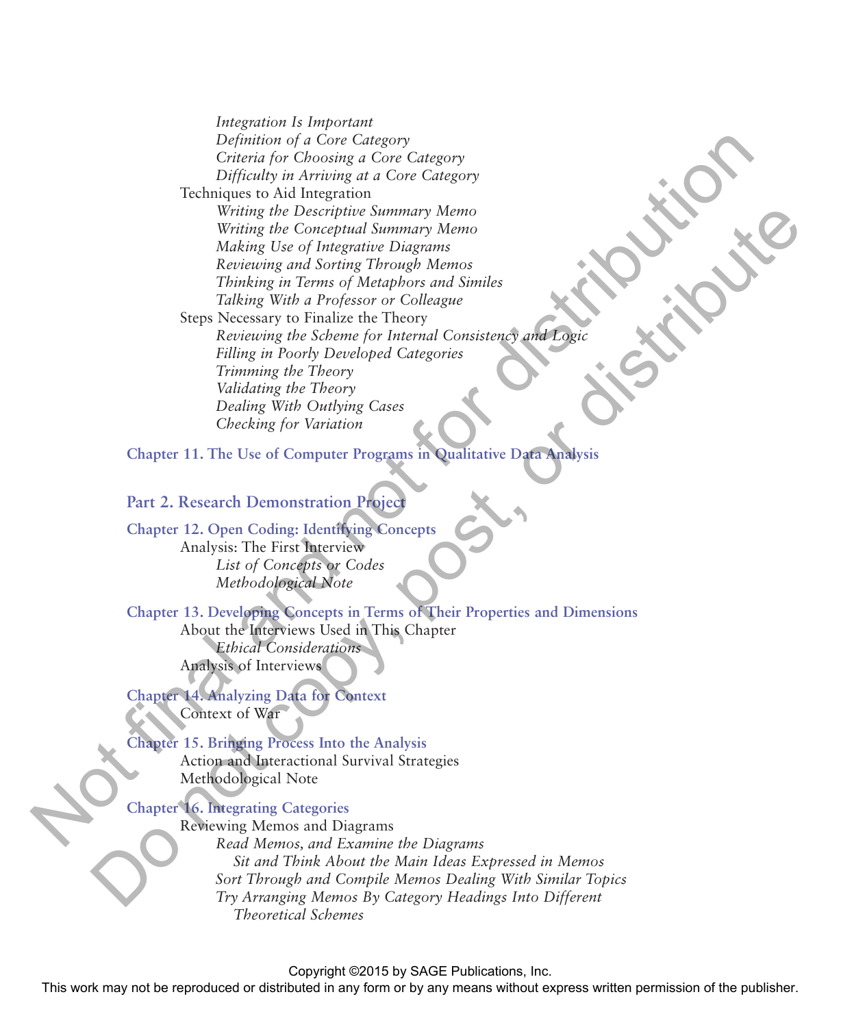*Integration Is Important*
*Definition of a Core Category*
*Criteria for Choosing a Core Category*
*Difficulty in Arriving at a Core Category*

Techniques to Aid Integration

*Writing the Descriptive Summary Memo*
*Writing the Conceptual Summary Memo*
*Making Use of Integrative Diagrams*
*Reviewing and Sorting Through Memos*
*Thinking in Terms of Metaphors and Similes*
*Talking With a Professor or Colleague*

Steps Necessary to Finalize the Theory

*Reviewing the Scheme for Internal Consistency and Logic*
*Filling in Poorly Developed Categories*
*Trimming the Theory*
*Validating the Theory*
*Dealing With Outlying Cases*
*Checking for Variation*

**Chapter 11. The Use of Computer Programs in Qualitative Data Analysis**

## Part 2. Research Demonstration Project

**Chapter 12. Open Coding: Identifying Concepts**

Analysis: The First Interview

*List of Concepts or Codes*
*Methodological Note*

**Chapter 13. Developing Concepts in Terms of Their Properties and Dimensions**

About the Interviews Used in This Chapter

*Ethical Considerations*

Analysis of Interviews

**Chapter 14. Analyzing Data for Context**

Context of War

**Chapter 15. Bringing Process Into the Analysis**

Action and Interactional Survival Strategies
Methodological Note

**Chapter 16. Integrating Categories**

Reviewing Memos and Diagrams

*Read Memos, and Examine the Diagrams*
*Sit and Think About the Main Ideas Expressed in Memos*
*Sort Through and Compile Memos Dealing With Similar Topics*
*Try Arranging Memos By Category Headings Into Different Theoretical Schemes*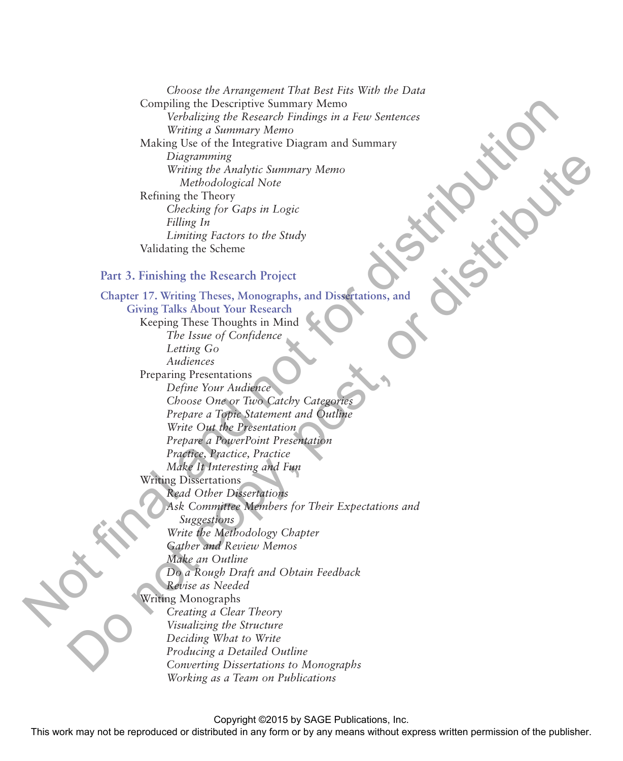*Choose the Arrangement That Best Fits With the Data*

Compiling the Descriptive Summary Memo

*Verbalizing the Research Findings in a Few Sentences*

*Writing a Summary Memo*

Making Use of the Integrative Diagram and Summary

*Diagramming*

*Writing the Analytic Summary Memo*

*Methodological Note*

Refining the Theory

*Checking for Gaps in Logic*

*Filling In*

*Limiting Factors to the Study*

Validating the Scheme

## Part 3. Finishing the Research Project

### Chapter 17. Writing Theses, Monographs, and Dissertations, and Giving Talks About Your Research

Keeping These Thoughts in Mind

*The Issue of Confidence*

*Letting Go*

*Audiences*

Preparing Presentations

*Define Your Audience*

*Choose One or Two Catchy Categories*

*Prepare a Topic Statement and Outline*

*Write Out the Presentation*

*Prepare a PowerPoint Presentation*

*Practice, Practice, Practice*

*Make It Interesting and Fun*

Writing Dissertations

*Read Other Dissertations*

*Ask Committee Members for Their Expectations and Suggestions*

*Write the Methodology Chapter*

*Gather and Review Memos*

*Make an Outline*

*Do a Rough Draft and Obtain Feedback*

*Revise as Needed*

Writing Monographs

*Creating a Clear Theory*

*Visualizing the Structure*

*Deciding What to Write*

*Producing a Detailed Outline*

*Converting Dissertations to Monographs*

*Working as a Team on Publications*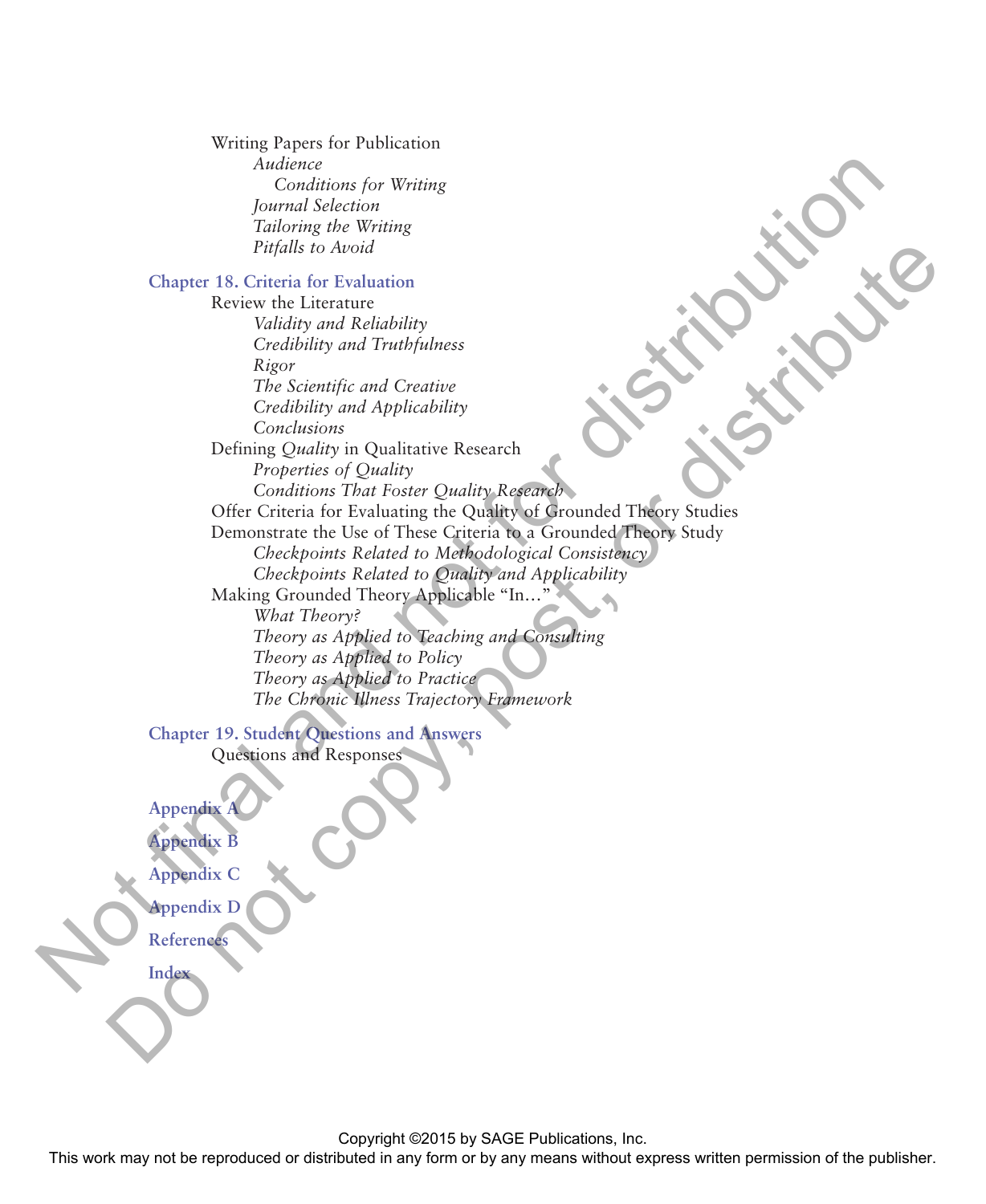Writing Papers for Publication

*Audience*

*Conditions for Writing*

*Journal Selection*

*Tailoring the Writing*

*Pitfalls to Avoid*

**Chapter 18. Criteria for Evaluation**

Review the Literature

*Validity and Reliability*

*Credibility and Truthfulness*

*Rigor*

*The Scientific and Creative*

*Credibility and Applicability*

*Conclusions*

Defining *Quality* in Qualitative Research

*Properties of Quality*

*Conditions That Foster Quality Research*

Offer Criteria for Evaluating the Quality of Grounded Theory Studies

Demonstrate the Use of These Criteria to a Grounded Theory Study

*Checkpoints Related to Methodological Consistency*

*Checkpoints Related to Quality and Applicability*

Making Grounded Theory Applicable "In…"

*What Theory?*

*Theory as Applied to Teaching and Consulting*

*Theory as Applied to Policy*

*Theory as Applied to Practice*

*The Chronic Illness Trajectory Framework*

**Chapter 19. Student Questions and Answers**

Questions and Responses

**Appendix A**

**Appendix B**

**Appendix C**

**Appendix D**

**References**

**Index**